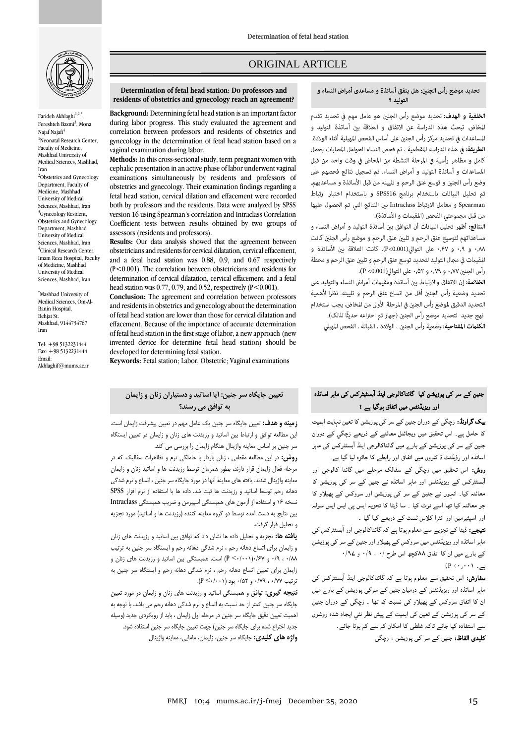# ORIGINAL ARTICLE

## Determination of fetal head station: Do professors and residents of obstetrics and gynecology reach an agreement?

Farideh Akhlaghi[1,2,*], Fereshteh Bazmi[3], Mona Najaf Najafi[4]

[1]Neonatal Research Center, Faculty of Medicine, Mashhad University of Medical Sciences, Mashhad, Iran

[2]Obstetrics and Gynecology Department, Faculty of Medicine, Mashhad University of Medical Sciences, Mashhad, Iran

[3]Gynecology Resident, Obstetrics and Gynecology Department, Mashhad University of Medical Sciences, Mashhad, Iran

[4]Clinical Research Center, Imam Reza Hospital, Faculty of Medicine, Mashhad University of Medical Sciences, Mashhad, Iran

*Mashhad University of Medical Sciences, Om-Al-Banin Hospital, Behjat St. Mashhad, 9144734767 Iran

Tel: +98 5132231444
Fax: +98 5132231444
Email: Akhlaghif@mums.ac.ir

**Background:** Determining fetal head station is an important factor during labor progress. This study evaluated the agreement and correlation between professors and residents of obstetrics and gynecology in the determination of fetal head station based on a vaginal examination during labor.

**Methods:** In this cross-sectional study, term pregnant women with cephalic presentation in an active phase of labor underwent vaginal examinations simultaneously by residents and professors of obstetrics and gynecology. Their examination findings regarding a fetal head station, cervical dilation and effacement were recorded both by professors and the residents. Data were analyzed by SPSS version 16 using Spearman's correlation and Intraclass Correlation Coefficient tests between results obtained by two groups of assessors (residents and professors).

**Results:** Our data analysis showed that the agreement between obstetricians and residents for cervical dilatation, cervical effacement, and a fetal head station was 0.88, 0.9, and 0.67 respectively ($P<0.001$). The correlation between obstetricians and residents for determination of cervical dilatation, cervical effacement, and a fetal head station was 0.77, 0.79, and 0.52, respectively ($P<0.001$).

**Conclusion:** The agreement and correlation between professors and residents in obstetrics and gynecology about the determination of fetal head station are lower than those for cervical dilatation and effacement. Because of the importance of accurate determination of fetal head station in the first stage of labor, a new approach (new invented device for determine fetal head station) should be developed for determining fetal station.

**Keywords:** Fetal station; Labor, Obstetric; Vaginal examinations

## تحديد موضع رأس الجنين: هل يتفق أساتذة و مساعدي أمراض النساء و التوليد ؟

**الخلفية و الهدف:** تحديد موضع رأس الجنين هو عامل مهم في تحديد تقدم المخاض. تبحث هذه الدراسة عن الاتفاق و العلاقة بين أساتذة التوليد و المساعدات في تحديد مركز رأس الجنين على أساس الفحص المهبلية أثناء الولادة.

**الطريقة:** في هذه الدراسة المقطعية ، تم فحص النساء الحوامل المصابات بحمل كامل و مظاهر رأسية في المرحلة النشطة من المخاض في وقت واحد من قبل المساعدات و أساتذة التوليد و أمراض النساء. تم تسجيل نتائج فحصهم على وضع رأس الجنين و توسع عنق الرحم و تليينه من قبل الأساتذة و مساعديهم. تم تحليل البيانات باستخدام برنامج SPSS16 و باستخدام اختبار ارتباط Spearman و معامل الارتباط Intraclass بين النتائج التي تم الحصول عليها من قبل مجموعتي الفحص (المقيمات و الأساتذة).

**النتائج:** أظهر تحليل البيانات أن التوافق بين أساتذة التوليد و أمراض النساء و مساعداتهم لتوسيع عنق الرحم و تليين عنق الرحم و موضع رأس الجنين كانت ۰,۸۸ و ۰,۹ و ۰,۶۷ على التوالي(P<0.001). كانت العلاقة بين الأساتذة و المقيمات في مجال التوليد لتحديد توسع عنق الرحم و تليين عنق الرحم و محطة رأس الجنين ۰,۷۷ و ۰,۷۹ و ۰,۵۲ على التوالي(P <0.001).

**الخلاصة:** إن الاتفاق والارتباط بين أساتذة ومقيمات أمراض النساء والتوليد على تحديد وضعية رأس الجنين أقل من اتساع عنق الرحم و تليينه. نظراً لأهمية التحديد الدقيق لموضع رأس الجنين في المرحلة الأولى من المخاض، يجب استخدام نهج جديد لتحديد موضع رأس الجنين (جهاز تم اختراعه حديثاً لذلك).

**الكلمات المفتاحية:** وضعية رأس الجنين ، الولادة ، القبالة ، الفحص المهبلي

## تعیین جایگاه سر جنین: آیا اساتید و دستیاران زنان و زایمان به توافق می رسند؟

**زمینه و هدف:** تعیین جایگاه سر جنین یک عامل مهم در تعیین پیشرفت زایمان است. این مطالعه توافق و ارتباط بین اساتید و رزیدنت های زنان و زایمان در تعیین ایستگاه سر جنین بر اساس معاینه واژینال هنگام زایمان را بررسی می کند.

**روش:** در این مطالعه مقطعی ، زنان باردار با حاملگی ترم و تظاهرات سفالیک که در مرحله فعال زایمان قرار دارند، بطور همزمان توسط رزیدنت ها و اساتید زنان و زایمان معاینه واژینال شدند. یافته های معاینه آنها در مورد جایگاه سر جنین ، اتساع و نرم شدگی دهانه رحم توسط اساتید و رزیدنت ها ثبت شد. داده ها با استفاده از نرم افزار SPSS نسخه ۱۶ و استفاده از آزمون های همبستگی اسپیرمن و ضریب همبستگی Intraclass بین نتایج به دست آمده توسط دو گروه معاینه کننده (رزیدنت ها و اساتید) مورد تجزیه و تحلیل قرار گرفت.

**یافته ها:** تجزیه و تحلیل داده ها نشان داد که توافق بین اساتید و رزیدنت های زنان و زایمان برای اتساع دهانه رحم ، نرم شدگی دهانه رحم و ایستگاه سر جنین به ترتیب ۰/۸۸ ، ۰/۹ و ۰/۶۷(P <۰/۰۰۱) است. همبستگی بین اساتید و رزیدنت های زنان و زایمان برای تعیین اتساع دهانه رحم ، نرم شدگی دهانه رحم و ایستگاه سر جنین به ترتیب ۰/۷۷ ، ۰/۷۹ و ۰/۵۲ بود (P <۰/۰۰۱).

**نتیجه گیری:** توافق و همبستگی اساتید و رزیدنت های زنان و زایمان در مورد تعیین جایگاه سر جنین کمتر از حد نسبت به اتساع و نرم شدگی دهانه رحم می باشد. با توجه به اهمیت تعیین دقیق جایگاه سر جنین در مرحله اول زایمان ، باید از رویکردی جدید (وسیله جدید اختراع شده برای جایگاه سر جنین) جهت تعیین جایگاه سر جنین استفاده شود.

**واژه های کلیدی:** جایگاه سر جنین، زایمان، مامایی، معاینه واژینال

## جنین کے سر کی پوزیشن کیا گائناکالوجی اینڈ آبسٹیٹرکس کی ماہر اساتذہ اور ریزیڈنٹس میں اتفاق ہوگیا ہے ؟

**بیک گراونڈ:** زچگی کے دوران جنین کے سر کی پوزیشن کا تعین نہایت اہمیت کا حامل ہے۔ اس تحقیق میں ویجائنل معائنے کے ذریعے زچگی کے دوران جنین کے سر کی پوزیشن کے بارے میں گائناکالوجی اینڈ آبسٹیٹرکس کی ماہر اساتذہ اور ریڈیئنٹ ڈاکٹروں میں اتفاق اور رابطے کا جائزہ لیا گیا ہے۔

**روش:** اس تحقیق میں زچگی کے سفالک مرحلے میں گائنا کالوجی اور آبسٹیٹرکس کے ریزیڈنٹس اور ماہر اساتذہ نے جنین کے سر کی پوزیشن کا معائنہ کیا۔ انہوں نے جنین کے سر کی پوزیشن اور سروکس کے پھیلاو کا جو معائنہ کیا تھا اسے نوٹ کیا ۔ سا ڈیٹا کا تجزیہ ایس پی ایس ایس سولہ اور اسپیرمین اور انٹرا کلاس ٹسٹ کے ذریعے کیا گیا ۔

**نتیجے:** ڈیٹا کے تجزیے سے معلوم ہوتا ہے کہ گائناکالوجی اور آبسٹیٹرکس کی ماہر اساتذہ اور ریزیڈنٹس میں سروکس کے پھیلاو اور جنین کے سر کی پوزیشن کے بارے میں ان کا اتفاق ۸۸کچھ اس طرح /۰ ، ۰/۹ ، و ۰/٦٤ ہے۔ (P <۰,۰۰۱)

**سفارش:** اس تحقیق سے معلوم ہوتا ہے کہ گائناکالوجی اینڈ آبسٹیٹرکس کی ماہر اساتذہ اور ریزیڈنٹس کے درمیان جنین کے سرکی پوزیشن کے بارے میں ان کا اتفاق سروکس کے پھیلاو کی نسبت کم تھا ۔ زچگی کے دوران جنین کے سر کی پوزیشن کے تعین کی اہمیت کے پیش نظر نئی ایجاد شدہ روشوں سے استفادہ کیا جائے تاکہ غلطی کا امکان کم سے کم ہوتا جائے۔

**کلیدی الفاظ:** جنین کے سر کی پوزیشن ، زچگی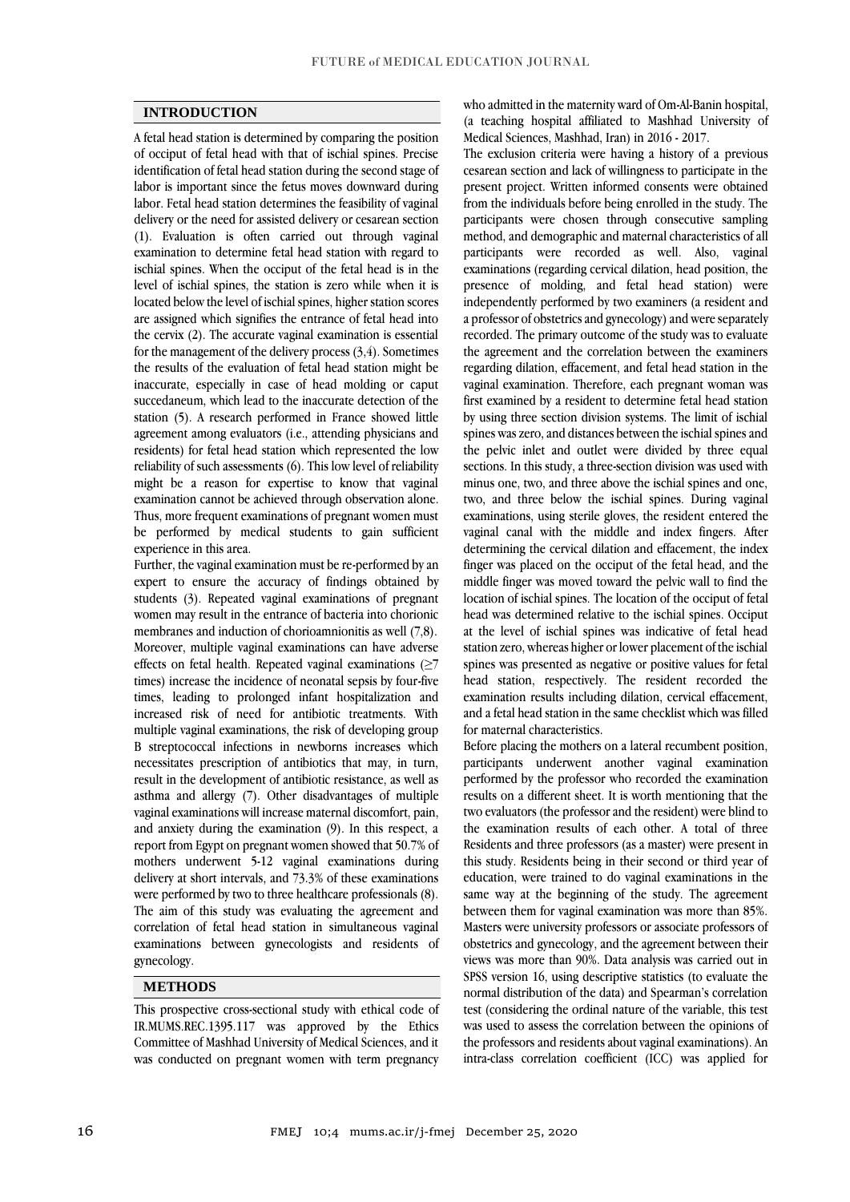## INTRODUCTION

A fetal head station is determined by comparing the position of occiput of fetal head with that of ischial spines. Precise identification of fetal head station during the second stage of labor is important since the fetus moves downward during labor. Fetal head station determines the feasibility of vaginal delivery or the need for assisted delivery or cesarean section (1). Evaluation is often carried out through vaginal examination to determine fetal head station with regard to ischial spines. When the occiput of the fetal head is in the level of ischial spines, the station is zero while when it is located below the level of ischial spines, higher station scores are assigned which signifies the entrance of fetal head into the cervix (2). The accurate vaginal examination is essential for the management of the delivery process (3,4). Sometimes the results of the evaluation of fetal head station might be inaccurate, especially in case of head molding or caput succedaneum, which lead to the inaccurate detection of the station (5). A research performed in France showed little agreement among evaluators (i.e., attending physicians and residents) for fetal head station which represented the low reliability of such assessments (6). This low level of reliability might be a reason for expertise to know that vaginal examination cannot be achieved through observation alone. Thus, more frequent examinations of pregnant women must be performed by medical students to gain sufficient experience in this area.

Further, the vaginal examination must be re-performed by an expert to ensure the accuracy of findings obtained by students (3). Repeated vaginal examinations of pregnant women may result in the entrance of bacteria into chorionic membranes and induction of chorioamnionitis as well (7,8). Moreover, multiple vaginal examinations can have adverse effects on fetal health. Repeated vaginal examinations (≥7 times) increase the incidence of neonatal sepsis by four-five times, leading to prolonged infant hospitalization and increased risk of need for antibiotic treatments. With multiple vaginal examinations, the risk of developing group B streptococcal infections in newborns increases which necessitates prescription of antibiotics that may, in turn, result in the development of antibiotic resistance, as well as asthma and allergy (7). Other disadvantages of multiple vaginal examinations will increase maternal discomfort, pain, and anxiety during the examination (9). In this respect, a report from Egypt on pregnant women showed that 50.7% of mothers underwent 5-12 vaginal examinations during delivery at short intervals, and 73.3% of these examinations were performed by two to three healthcare professionals (8). The aim of this study was evaluating the agreement and correlation of fetal head station in simultaneous vaginal examinations between gynecologists and residents of gynecology.

## METHODS

This prospective cross-sectional study with ethical code of IR.MUMS.REC.1395.117 was approved by the Ethics Committee of Mashhad University of Medical Sciences, and it was conducted on pregnant women with term pregnancy who admitted in the maternity ward of Om-Al-Banin hospital, (a teaching hospital affiliated to Mashhad University of Medical Sciences, Mashhad, Iran) in 2016 - 2017.

The exclusion criteria were having a history of a previous cesarean section and lack of willingness to participate in the present project. Written informed consents were obtained from the individuals before being enrolled in the study. The participants were chosen through consecutive sampling method, and demographic and maternal characteristics of all participants were recorded as well. Also, vaginal examinations (regarding cervical dilation, head position, the presence of molding, and fetal head station) were independently performed by two examiners (a resident and a professor of obstetrics and gynecology) and were separately recorded. The primary outcome of the study was to evaluate the agreement and the correlation between the examiners regarding dilation, effacement, and fetal head station in the vaginal examination. Therefore, each pregnant woman was first examined by a resident to determine fetal head station by using three section division systems. The limit of ischial spines was zero, and distances between the ischial spines and the pelvic inlet and outlet were divided by three equal sections. In this study, a three-section division was used with minus one, two, and three above the ischial spines and one, two, and three below the ischial spines. During vaginal examinations, using sterile gloves, the resident entered the vaginal canal with the middle and index fingers. After determining the cervical dilation and effacement, the index finger was placed on the occiput of the fetal head, and the middle finger was moved toward the pelvic wall to find the location of ischial spines. The location of the occiput of fetal head was determined relative to the ischial spines. Occiput at the level of ischial spines was indicative of fetal head station zero, whereas higher or lower placement of the ischial spines was presented as negative or positive values for fetal head station, respectively. The resident recorded the examination results including dilation, cervical effacement, and a fetal head station in the same checklist which was filled for maternal characteristics.

Before placing the mothers on a lateral recumbent position, participants underwent another vaginal examination performed by the professor who recorded the examination results on a different sheet. It is worth mentioning that the two evaluators (the professor and the resident) were blind to the examination results of each other. A total of three Residents and three professors (as a master) were present in this study. Residents being in their second or third year of education, were trained to do vaginal examinations in the same way at the beginning of the study. The agreement between them for vaginal examination was more than 85%. Masters were university professors or associate professors of obstetrics and gynecology, and the agreement between their views was more than 90%. Data analysis was carried out in SPSS version 16, using descriptive statistics (to evaluate the normal distribution of the data) and Spearman's correlation test (considering the ordinal nature of the variable, this test was used to assess the correlation between the opinions of the professors and residents about vaginal examinations). An intra-class correlation coefficient (ICC) was applied for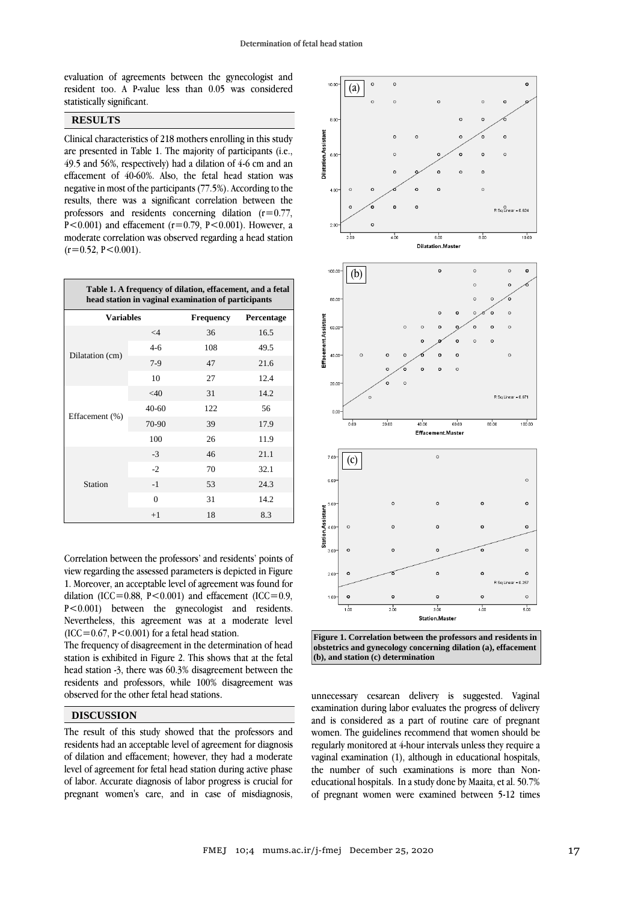evaluation of agreements between the gynecologist and resident too. A P-value less than 0.05 was considered statistically significant.

## RESULTS

Clinical characteristics of 218 mothers enrolling in this study are presented in Table 1. The majority of participants (i.e., 49.5 and 56%, respectively) had a dilation of 4-6 cm and an effacement of 40-60%. Also, the fetal head station was negative in most of the participants (77.5%). According to the results, there was a significant correlation between the professors and residents concerning dilation ($r=0.77$, $P<0.001$) and effacement ($r=0.79$, $P<0.001$). However, a moderate correlation was observed regarding a head station ($r=0.52$, $P<0.001$).

**Table 1. A frequency of dilation, effacement, and a fetal head station in vaginal examination of participants**

| Variables | | Frequency | Percentage |
|---|---|---|---|
| Dilatation (cm) | <4 | 36 | 16.5 |
| | 4-6 | 108 | 49.5 |
| | 7-9 | 47 | 21.6 |
| | 10 | 27 | 12.4 |
| Effacement (%) | <40 | 31 | 14.2 |
| | 40-60 | 122 | 56 |
| | 70-90 | 39 | 17.9 |
| | 100 | 26 | 11.9 |
| Station | -3 | 46 | 21.1 |
| | -2 | 70 | 32.1 |
| | -1 | 53 | 24.3 |
| | 0 | 31 | 14.2 |
| | +1 | 18 | 8.3 |

Correlation between the professors' and residents' points of view regarding the assessed parameters is depicted in Figure 1. Moreover, an acceptable level of agreement was found for dilation ($ICC=0.88$, $P<0.001$) and effacement ($ICC=0.9$, $P<0.001$) between the gynecologist and residents. Nevertheless, this agreement was at a moderate level ($ICC=0.67$, $P<0.001$) for a fetal head station.

The frequency of disagreement in the determination of head station is exhibited in Figure 2. This shows that at the fetal head station -3, there was 60.3% disagreement between the residents and professors, while 100% disagreement was observed for the other fetal head stations.

**Figure 1. Correlation between the professors and residents in obstetrics and gynecology concerning dilation (a), effacement (b), and station (c) determination**

## DISCUSSION

The result of this study showed that the professors and residents had an acceptable level of agreement for diagnosis of dilation and effacement; however, they had a moderate level of agreement for fetal head station during active phase of labor. Accurate diagnosis of labor progress is crucial for pregnant women's care, and in case of misdiagnosis, unnecessary cesarean delivery is suggested. Vaginal examination during labor evaluates the progress of delivery and is considered as a part of routine care of pregnant women. The guidelines recommend that women should be regularly monitored at 4-hour intervals unless they require a vaginal examination (1), although in educational hospitals, the number of such examinations is more than Non-educational hospitals. In a study done by Maaita, et al. 50.7% of pregnant women were examined between 5-12 times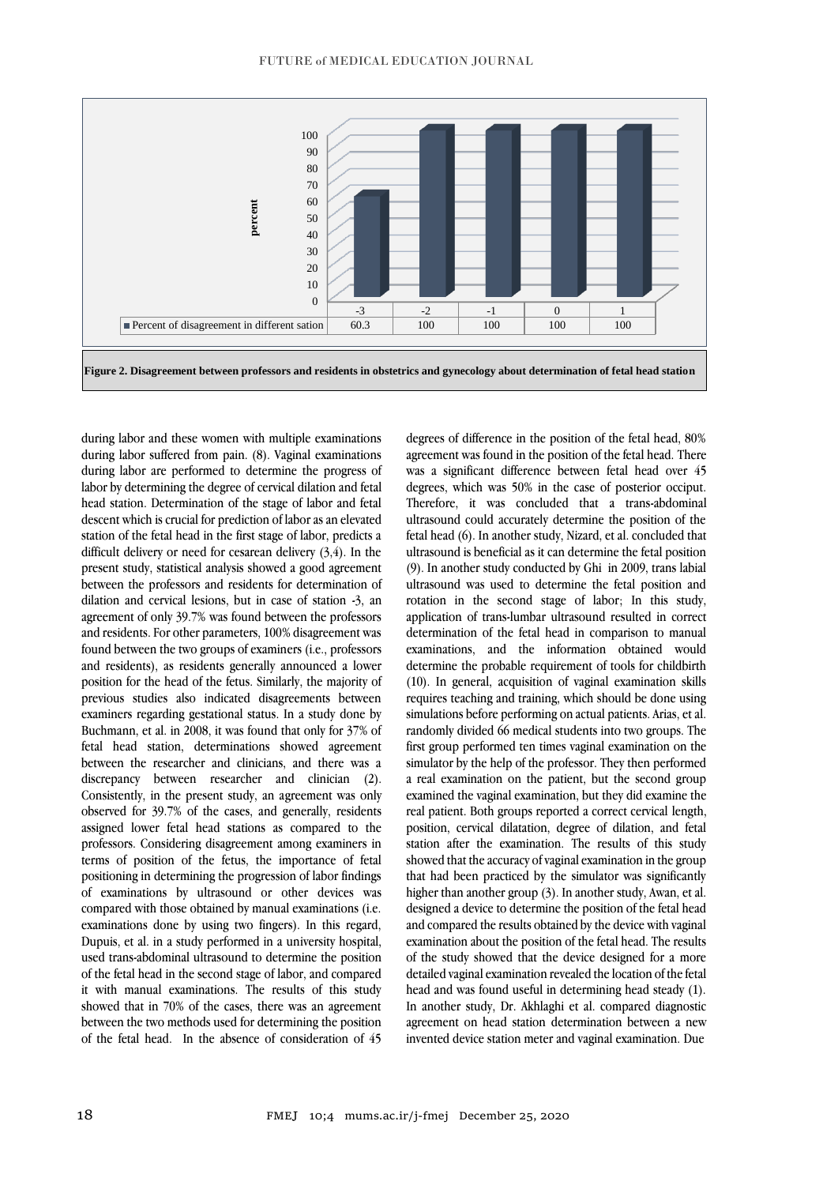| | -3 | -2 | -1 | 0 | 1 |
|---|---|---|---|---|---|
| Percent of disagreement in different sation | 60.3 | 100 | 100 | 100 | 100 |

**Figure 2. Disagreement between professors and residents in obstetrics and gynecology about determination of fetal head station**

during labor and these women with multiple examinations during labor suffered from pain. (8). Vaginal examinations during labor are performed to determine the progress of labor by determining the degree of cervical dilation and fetal head station. Determination of the stage of labor and fetal descent which is crucial for prediction of labor as an elevated station of the fetal head in the first stage of labor, predicts a difficult delivery or need for cesarean delivery (3,4). In the present study, statistical analysis showed a good agreement between the professors and residents for determination of dilation and cervical lesions, but in case of station -3, an agreement of only 39.7% was found between the professors and residents. For other parameters, 100% disagreement was found between the two groups of examiners (i.e., professors and residents), as residents generally announced a lower position for the head of the fetus. Similarly, the majority of previous studies also indicated disagreements between examiners regarding gestational status. In a study done by Buchmann, et al. in 2008, it was found that only for 37% of fetal head station, determinations showed agreement between the researcher and clinicians, and there was a discrepancy between researcher and clinician (2). Consistently, in the present study, an agreement was only observed for 39.7% of the cases, and generally, residents assigned lower fetal head stations as compared to the professors. Considering disagreement among examiners in terms of position of the fetus, the importance of fetal positioning in determining the progression of labor findings of examinations by ultrasound or other devices was compared with those obtained by manual examinations (i.e. examinations done by using two fingers). In this regard, Dupuis, et al. in a study performed in a university hospital, used trans-abdominal ultrasound to determine the position of the fetal head in the second stage of labor, and compared it with manual examinations. The results of this study showed that in 70% of the cases, there was an agreement between the two methods used for determining the position of the fetal head. In the absence of consideration of 45 degrees of difference in the position of the fetal head, 80% agreement was found in the position of the fetal head. There was a significant difference between fetal head over 45 degrees, which was 50% in the case of posterior occiput. Therefore, it was concluded that a trans-abdominal ultrasound could accurately determine the position of the fetal head (6). In another study, Nizard, et al. concluded that ultrasound is beneficial as it can determine the fetal position (9). In another study conducted by Ghi in 2009, trans labial ultrasound was used to determine the fetal position and rotation in the second stage of labor; In this study, application of trans-lumbar ultrasound resulted in correct determination of the fetal head in comparison to manual examinations, and the information obtained would determine the probable requirement of tools for childbirth (10). In general, acquisition of vaginal examination skills requires teaching and training, which should be done using simulations before performing on actual patients. Arias, et al. randomly divided 66 medical students into two groups. The first group performed ten times vaginal examination on the simulator by the help of the professor. They then performed a real examination on the patient, but the second group examined the vaginal examination, but they did examine the real patient. Both groups reported a correct cervical length, position, cervical dilatation, degree of dilation, and fetal station after the examination. The results of this study showed that the accuracy of vaginal examination in the group that had been practiced by the simulator was significantly higher than another group (3). In another study, Awan, et al. designed a device to determine the position of the fetal head and compared the results obtained by the device with vaginal examination about the position of the fetal head. The results of the study showed that the device designed for a more detailed vaginal examination revealed the location of the fetal head and was found useful in determining head steady (1). In another study, Dr. Akhlaghi et al. compared diagnostic agreement on head station determination between a new invented device station meter and vaginal examination. Due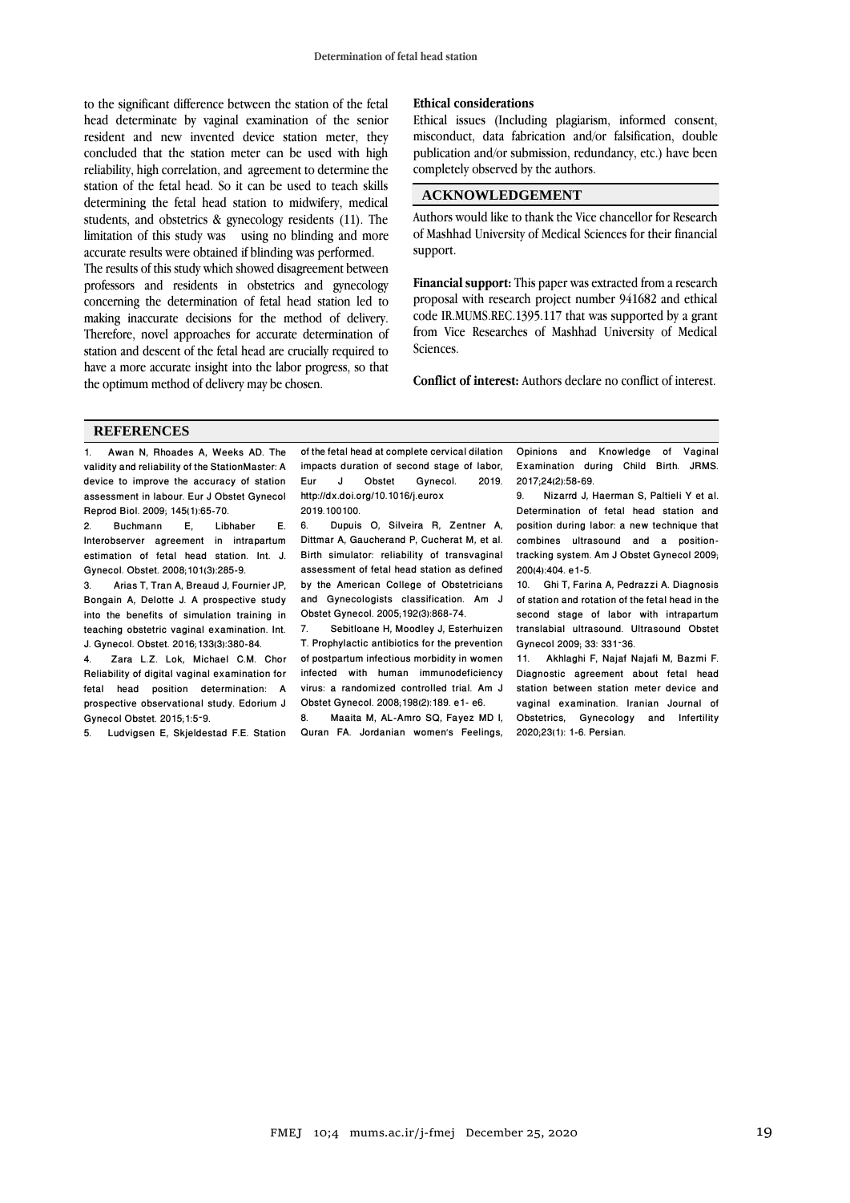to the significant difference between the station of the fetal head determinate by vaginal examination of the senior resident and new invented device station meter, they concluded that the station meter can be used with high reliability, high correlation, and agreement to determine the station of the fetal head. So it can be used to teach skills determining the fetal head station to midwifery, medical students, and obstetrics & gynecology residents (11). The limitation of this study was using no blinding and more accurate results were obtained if blinding was performed.

The results of this study which showed disagreement between professors and residents in obstetrics and gynecology concerning the determination of fetal head station led to making inaccurate decisions for the method of delivery. Therefore, novel approaches for accurate determination of station and descent of the fetal head are crucially required to have a more accurate insight into the labor progress, so that the optimum method of delivery may be chosen.

**Ethical considerations**

Ethical issues (Including plagiarism, informed consent, misconduct, data fabrication and/or falsification, double publication and/or submission, redundancy, etc.) have been completely observed by the authors.

## ACKNOWLEDGEMENT

Authors would like to thank the Vice chancellor for Research of Mashhad University of Medical Sciences for their financial support.

**Financial support:** This paper was extracted from a research proposal with research project number 941682 and ethical code IR.MUMS.REC.1395.117 that was supported by a grant from Vice Researches of Mashhad University of Medical Sciences.

**Conflict of interest:** Authors declare no conflict of interest.

## REFERENCES

1. Awan N, Rhoades A, Weeks AD. The validity and reliability of the StationMaster: A device to improve the accuracy of station assessment in labour. Eur J Obstet Gynecol Reprod Biol. 2009; 145(1):65-70.
2. Buchmann E, Libhaber E. Interobserver agreement in intrapartum estimation of fetal head station. Int. J. Gynecol. Obstet. 2008;101(3):285-9.
3. Arias T, Tran A, Breaud J, Fournier JP, Bongain A, Delotte J. A prospective study into the benefits of simulation training in teaching obstetric vaginal examination. Int. J. Gynecol. Obstet. 2016;133(3):380-84.
4. Zara L.Z. Lok, Michael C.M. Chor Reliability of digital vaginal examination for fetal head position determination: A prospective observational study. Edorium J Gynecol Obstet. 2015;1:5-9.
5. Ludvigsen E, Skjeldestad F.E. Station of the fetal head at complete cervical dilation impacts duration of second stage of labor, Eur J Obstet Gynecol. 2019. http://dx.doi.org/10.1016/j.eurox 2019.100100.
6. Dupuis O, Silveira R, Zentner A, Dittmar A, Gaucherand P, Cucherat M, et al. Birth simulator: reliability of transvaginal assessment of fetal head station as defined by the American College of Obstetricians and Gynecologists classification. Am J Obstet Gynecol. 2005;192(3):868-74.
7. Sebitloane H, Moodley J, Esterhuizen T. Prophylactic antibiotics for the prevention of postpartum infectious morbidity in women infected with human immunodeficiency virus: a randomized controlled trial. Am J Obstet Gynecol. 2008;198(2):189. e1- e6.
8. Maaita M, AL-Amro SQ, Fayez MD I, Quran FA. Jordanian women's Feelings, Opinions and Knowledge of Vaginal Examination during Child Birth. JRMS. 2017;24(2):58-69.
9. Nizarrd J, Haerman S, Paltieli Y et al. Determination of fetal head station and position during labor: a new technique that combines ultrasound and a position-tracking system. Am J Obstet Gynecol 2009; 200(4):404. e1-5.
10. Ghi T, Farina A, Pedrazzi A. Diagnosis of station and rotation of the fetal head in the second stage of labor with intrapartum translabial ultrasound. Ultrasound Obstet Gynecol 2009; 33: 331-36.
11. Akhlaghi F, Najaf Najafi M, Bazmi F. Diagnostic agreement about fetal head station between station meter device and vaginal examination. Iranian Journal of Obstetrics, Gynecology and Infertility 2020;23(1): 1-6. Persian.